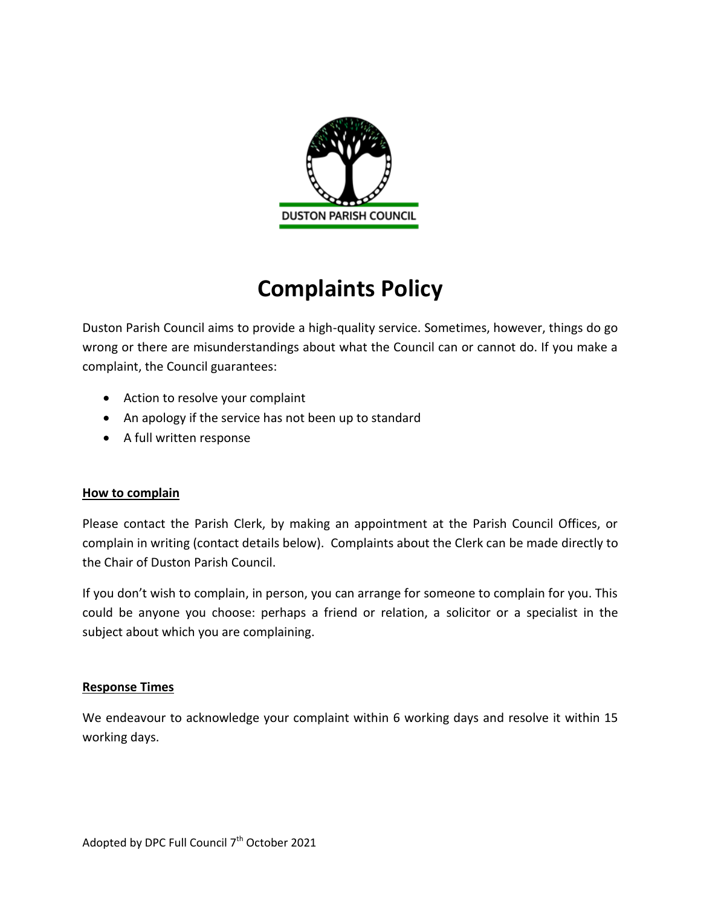DUSTON PARISH COUNCIL

# Complaints Policy

Duston Parish Council aims to provide a high-quality service. Sometimes, however, things do go wrong or there are misunderstandings about what the Council can or cannot do. If you make a complaint, the Council guarantees:

- Action to resolve your complaint
- An apology if the service has not been up to standard
- A full written response

## How to complain

Please contact the Parish Clerk, by making an appointment at the Parish Council Offices, or complain in writing (contact details below). Complaints about the Clerk can be made directly to the Chair of Duston Parish Council.

If you don't wish to complain, in person, you can arrange for someone to complain for you. This could be anyone you choose: perhaps a friend or relation, a solicitor or a specialist in the subject about which you are complaining.

## Response Times

We endeavour to acknowledge your complaint within 6 working days and resolve it within 15 working days.

Adopted by DPC Full Council 7th October 2021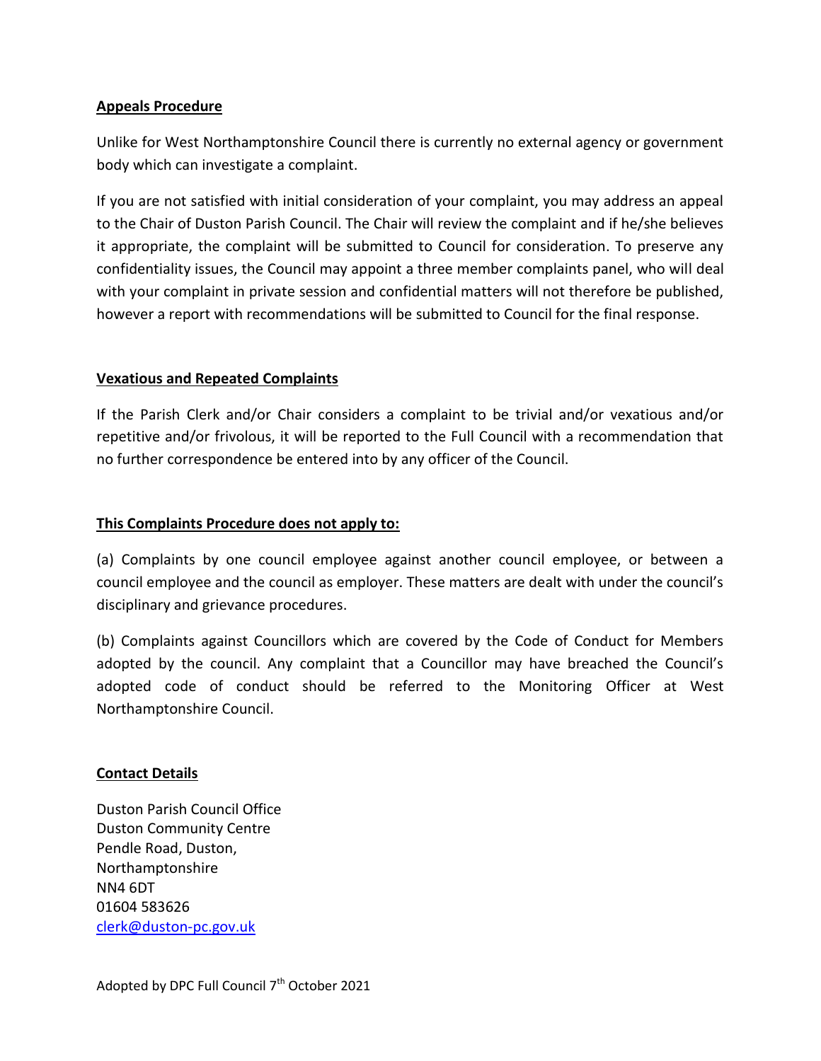## Appeals Procedure

Unlike for West Northamptonshire Council there is currently no external agency or government body which can investigate a complaint.

If you are not satisfied with initial consideration of your complaint, you may address an appeal to the Chair of Duston Parish Council. The Chair will review the complaint and if he/she believes it appropriate, the complaint will be submitted to Council for consideration. To preserve any confidentiality issues, the Council may appoint a three member complaints panel, who will deal with your complaint in private session and confidential matters will not therefore be published, however a report with recommendations will be submitted to Council for the final response.

## Vexatious and Repeated Complaints

If the Parish Clerk and/or Chair considers a complaint to be trivial and/or vexatious and/or repetitive and/or frivolous, it will be reported to the Full Council with a recommendation that no further correspondence be entered into by any officer of the Council.

## This Complaints Procedure does not apply to:

(a) Complaints by one council employee against another council employee, or between a council employee and the council as employer. These matters are dealt with under the council's disciplinary and grievance procedures.

(b) Complaints against Councillors which are covered by the Code of Conduct for Members adopted by the council. Any complaint that a Councillor may have breached the Council's adopted code of conduct should be referred to the Monitoring Officer at West Northamptonshire Council.

## Contact Details

Duston Parish Council Office
Duston Community Centre
Pendle Road, Duston,
Northamptonshire
NN4 6DT
01604 583626
clerk@duston-pc.gov.uk

Adopted by DPC Full Council 7th October 2021